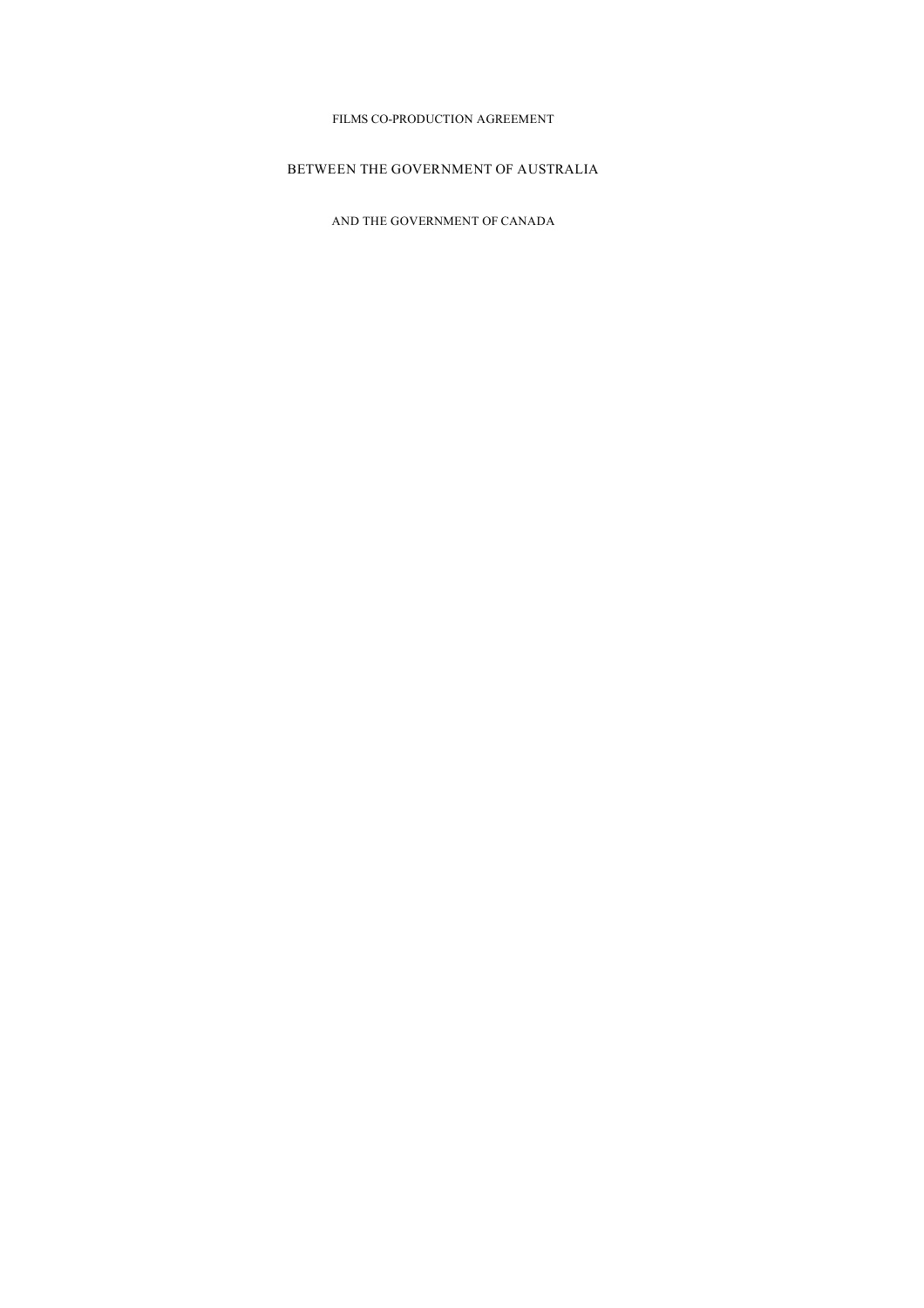# FILMS CO-PRODUCTION AGREEMENT

## BETWEEN THE GOVERNMENT OF AUSTRALIA

## AND THE GOVERNMENT OF CANADA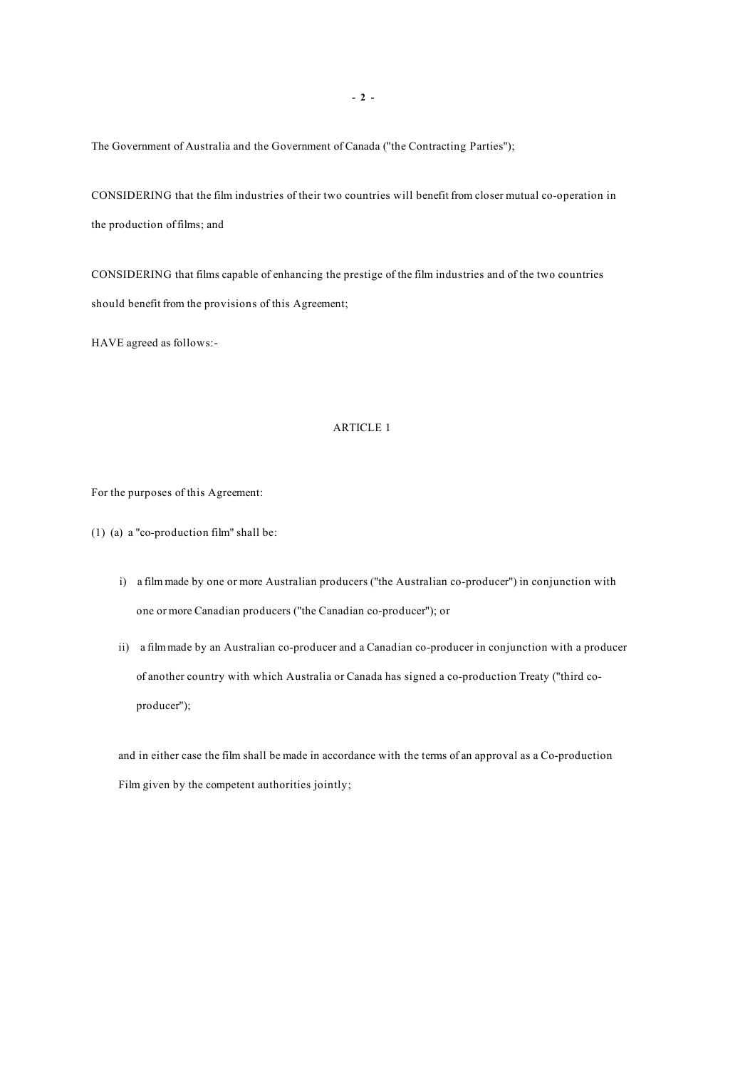The Government of Australia and the Government of Canada ("the Contracting Parties");

CONSIDERING that the film industries of their two countries will benefit from closer mutual co-operation in the production of films; and

CONSIDERING that films capable of enhancing the prestige of the film industries and of the two countries should benefit from the provisions of this Agreement;

HAVE agreed as follows:-

## ARTICLE 1

For the purposes of this Agreement:

(1) (a) a "co-production film" shall be:

i) a film made by one or more Australian producers ("the Australian co-producer") in conjunction with one or more Canadian producers ("the Canadian co-producer"); or

ii) a film made by an Australian co-producer and a Canadian co-producer in conjunction with a producer of another country with which Australia or Canada has signed a co-production Treaty ("third co-producer");

and in either case the film shall be made in accordance with the terms of an approval as a Co-production Film given by the competent authorities jointly;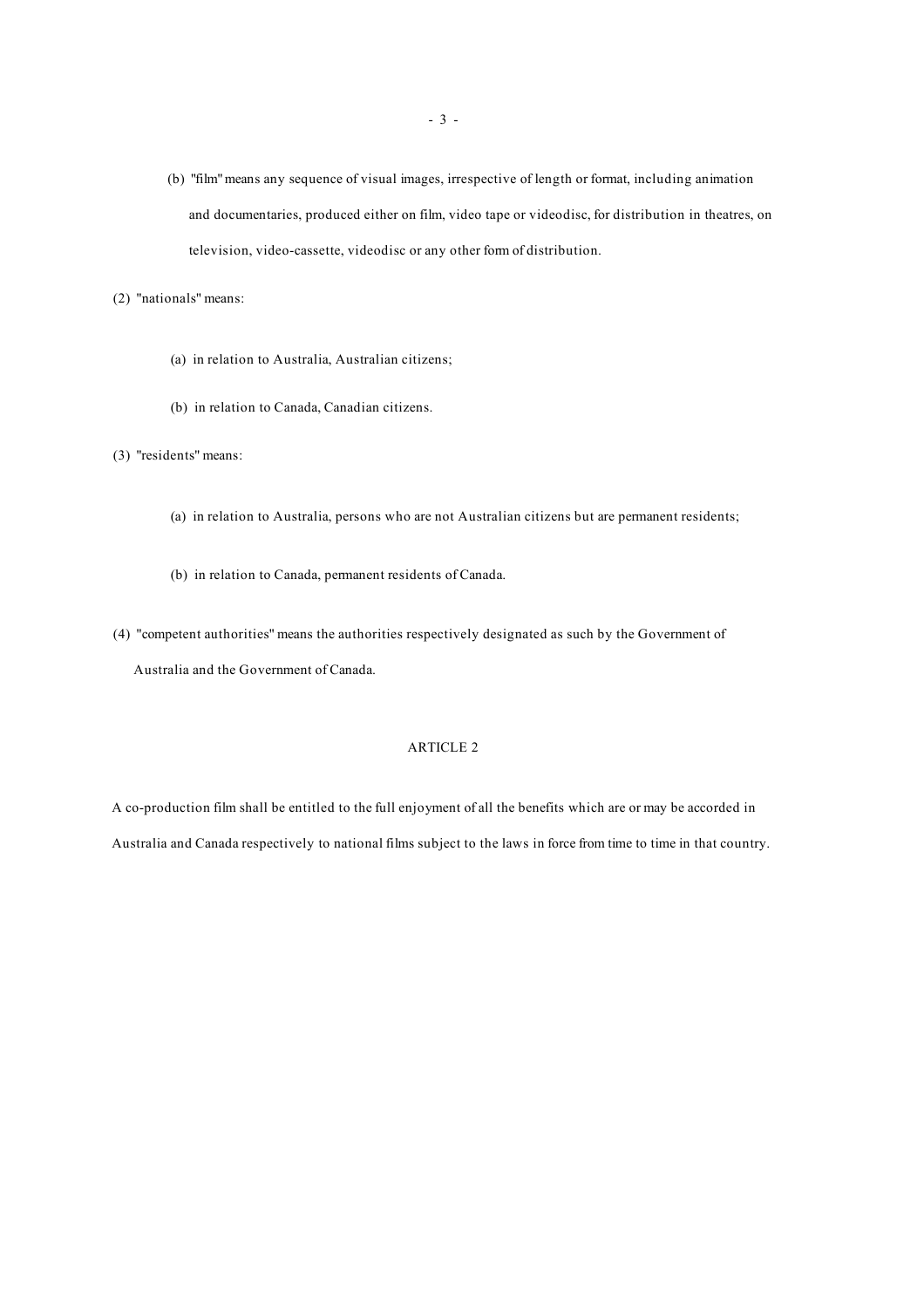(b) "film" means any sequence of visual images, irrespective of length or format, including animation and documentaries, produced either on film, video tape or videodisc, for distribution in theatres, on television, video-cassette, videodisc or any other form of distribution.

(2) "nationals" means:

(a) in relation to Australia, Australian citizens;

(b) in relation to Canada, Canadian citizens.

(3) "residents" means:

(a) in relation to Australia, persons who are not Australian citizens but are permanent residents;

(b) in relation to Canada, permanent residents of Canada.

(4) "competent authorities" means the authorities respectively designated as such by the Government of Australia and the Government of Canada.

## ARTICLE 2

A co-production film shall be entitled to the full enjoyment of all the benefits which are or may be accorded in Australia and Canada respectively to national films subject to the laws in force from time to time in that country.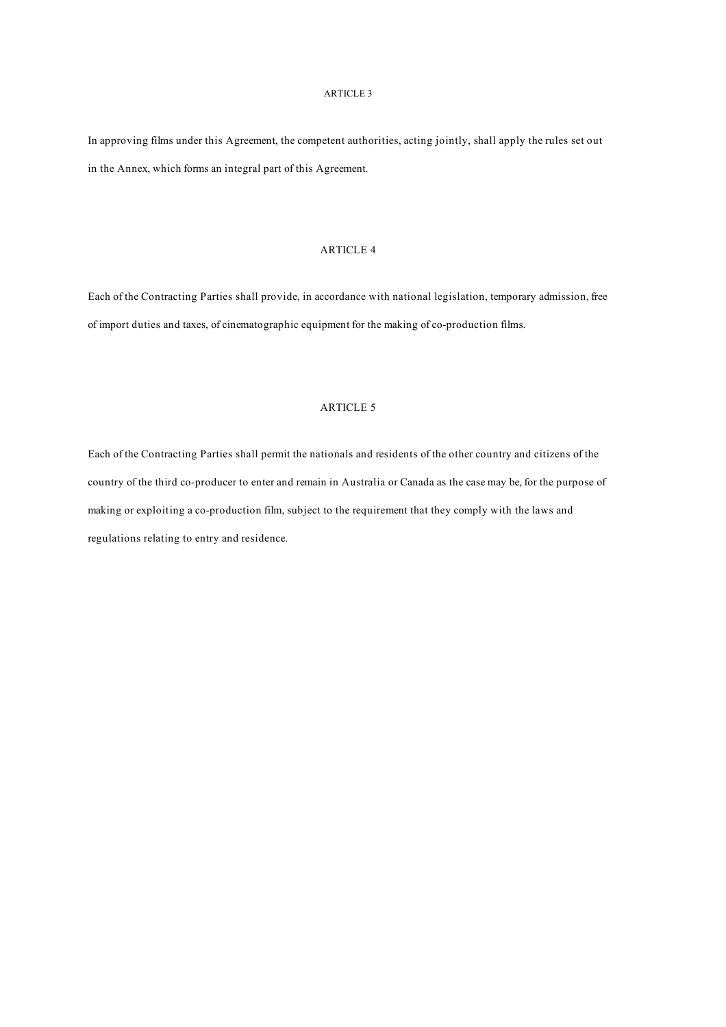## ARTICLE 3

In approving films under this Agreement, the competent authorities, acting jointly, shall apply the rules set out in the Annex, which forms an integral part of this Agreement.

## ARTICLE 4

Each of the Contracting Parties shall provide, in accordance with national legislation, temporary admission, free of import duties and taxes, of cinematographic equipment for the making of co-production films.

## ARTICLE 5

Each of the Contracting Parties shall permit the nationals and residents of the other country and citizens of the country of the third co-producer to enter and remain in Australia or Canada as the case may be, for the purpose of making or exploiting a co-production film, subject to the requirement that they comply with the laws and regulations relating to entry and residence.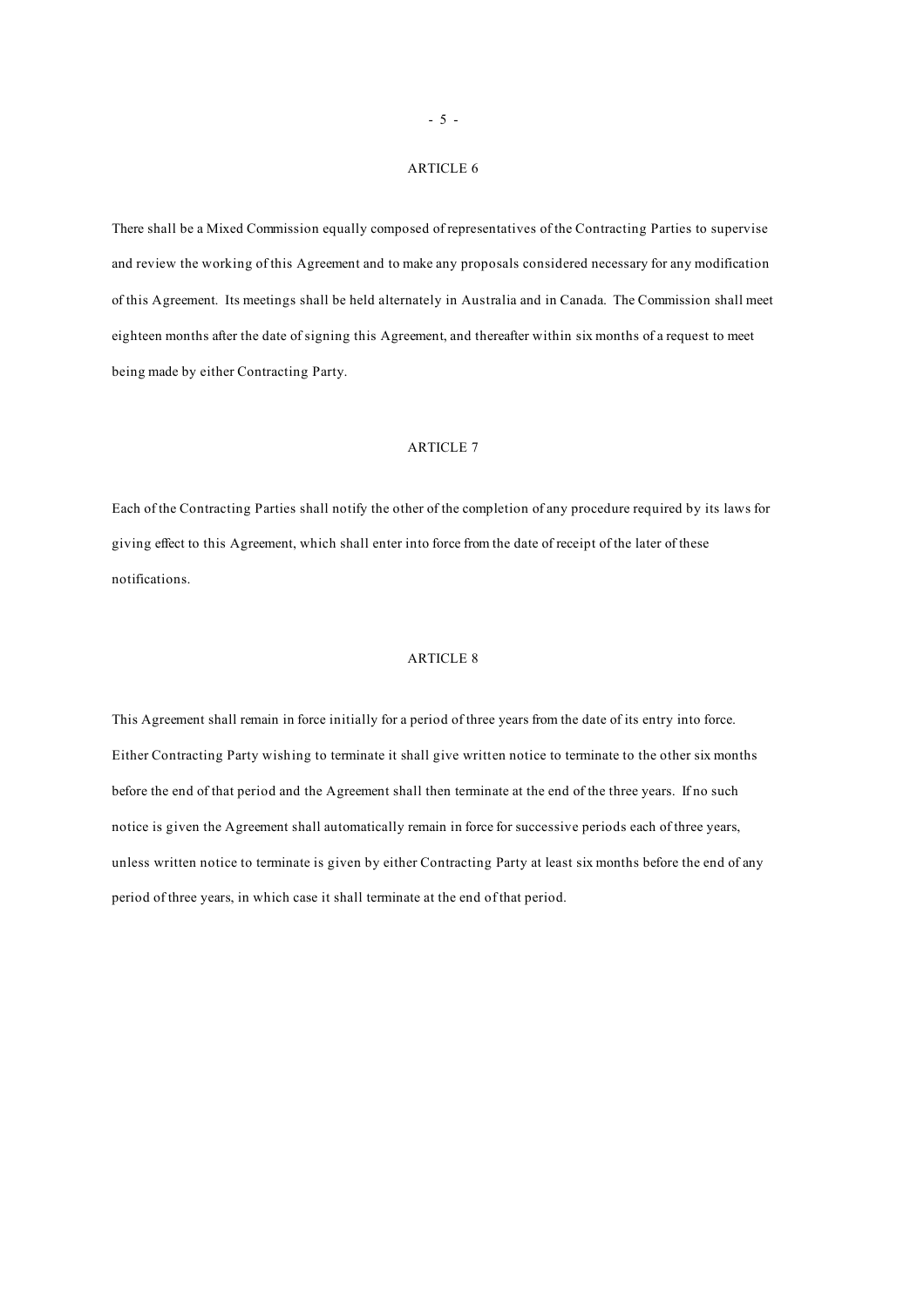## ARTICLE 6

There shall be a Mixed Commission equally composed of representatives of the Contracting Parties to supervise and review the working of this Agreement and to make any proposals considered necessary for any modification of this Agreement. Its meetings shall be held alternately in Australia and in Canada. The Commission shall meet eighteen months after the date of signing this Agreement, and thereafter within six months of a request to meet being made by either Contracting Party.

## ARTICLE 7

Each of the Contracting Parties shall notify the other of the completion of any procedure required by its laws for giving effect to this Agreement, which shall enter into force from the date of receipt of the later of these notifications.

## ARTICLE 8

This Agreement shall remain in force initially for a period of three years from the date of its entry into force. Either Contracting Party wishing to terminate it shall give written notice to terminate to the other six months before the end of that period and the Agreement shall then terminate at the end of the three years. If no such notice is given the Agreement shall automatically remain in force for successive periods each of three years, unless written notice to terminate is given by either Contracting Party at least six months before the end of any period of three years, in which case it shall terminate at the end of that period.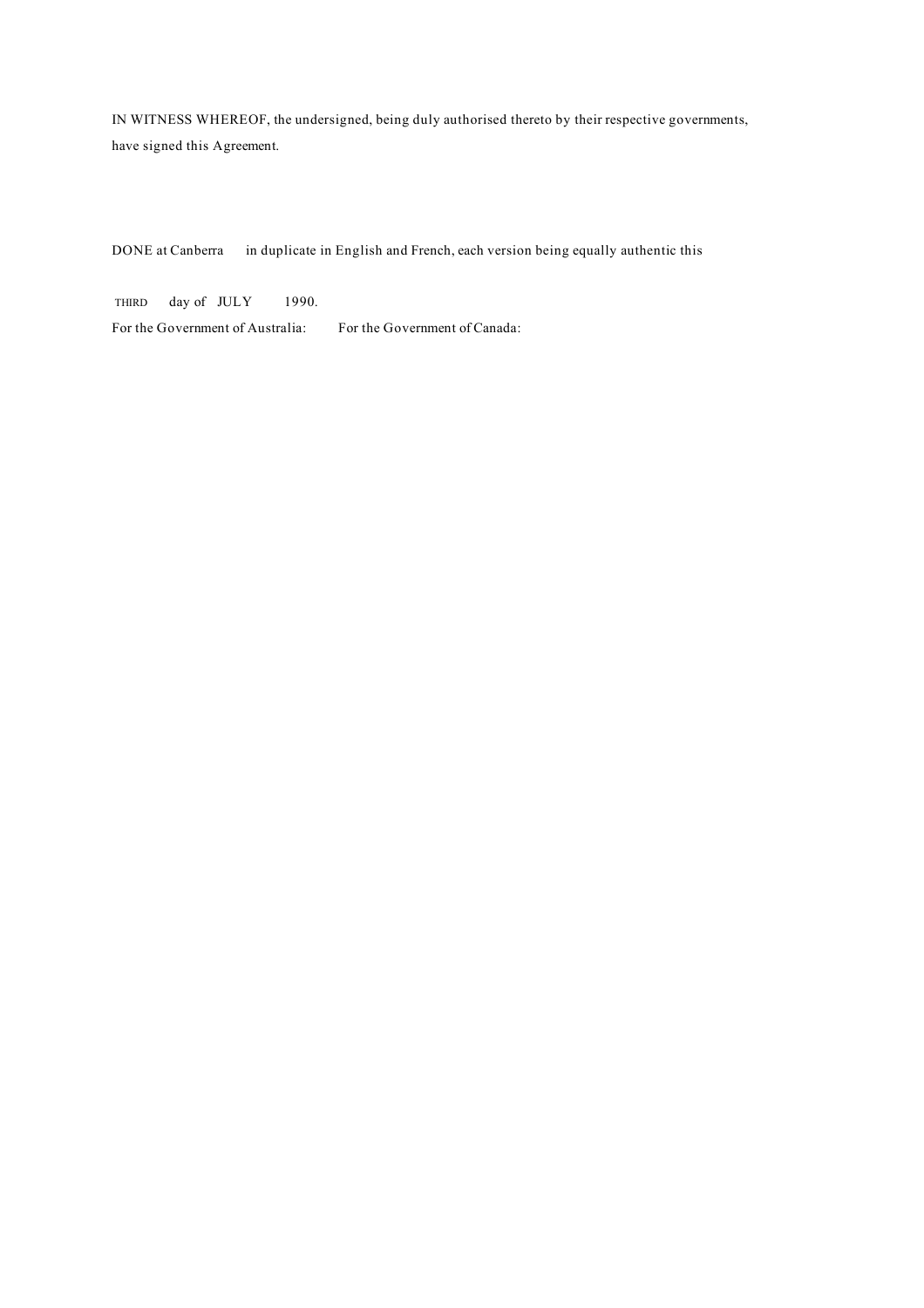IN WITNESS WHEREOF, the undersigned, being duly authorised thereto by their respective governments, have signed this Agreement.

DONE at Canberra in duplicate in English and French, each version being equally authentic this

THIRD day of JULY 1990.

For the Government of Australia: For the Government of Canada: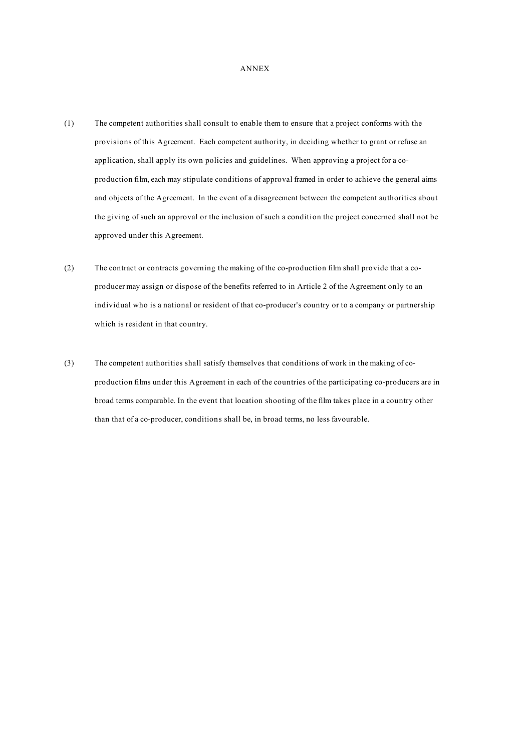# ANNEX

(1) The competent authorities shall consult to enable them to ensure that a project conforms with the provisions of this Agreement. Each competent authority, in deciding whether to grant or refuse an application, shall apply its own policies and guidelines. When approving a project for a co-production film, each may stipulate conditions of approval framed in order to achieve the general aims and objects of the Agreement. In the event of a disagreement between the competent authorities about the giving of such an approval or the inclusion of such a condition the project concerned shall not be approved under this Agreement.

(2) The contract or contracts governing the making of the co-production film shall provide that a co-producer may assign or dispose of the benefits referred to in Article 2 of the Agreement only to an individual who is a national or resident of that co-producer's country or to a company or partnership which is resident in that country.

(3) The competent authorities shall satisfy themselves that conditions of work in the making of co-production films under this Agreement in each of the countries of the participating co-producers are in broad terms comparable. In the event that location shooting of the film takes place in a country other than that of a co-producer, conditions shall be, in broad terms, no less favourable.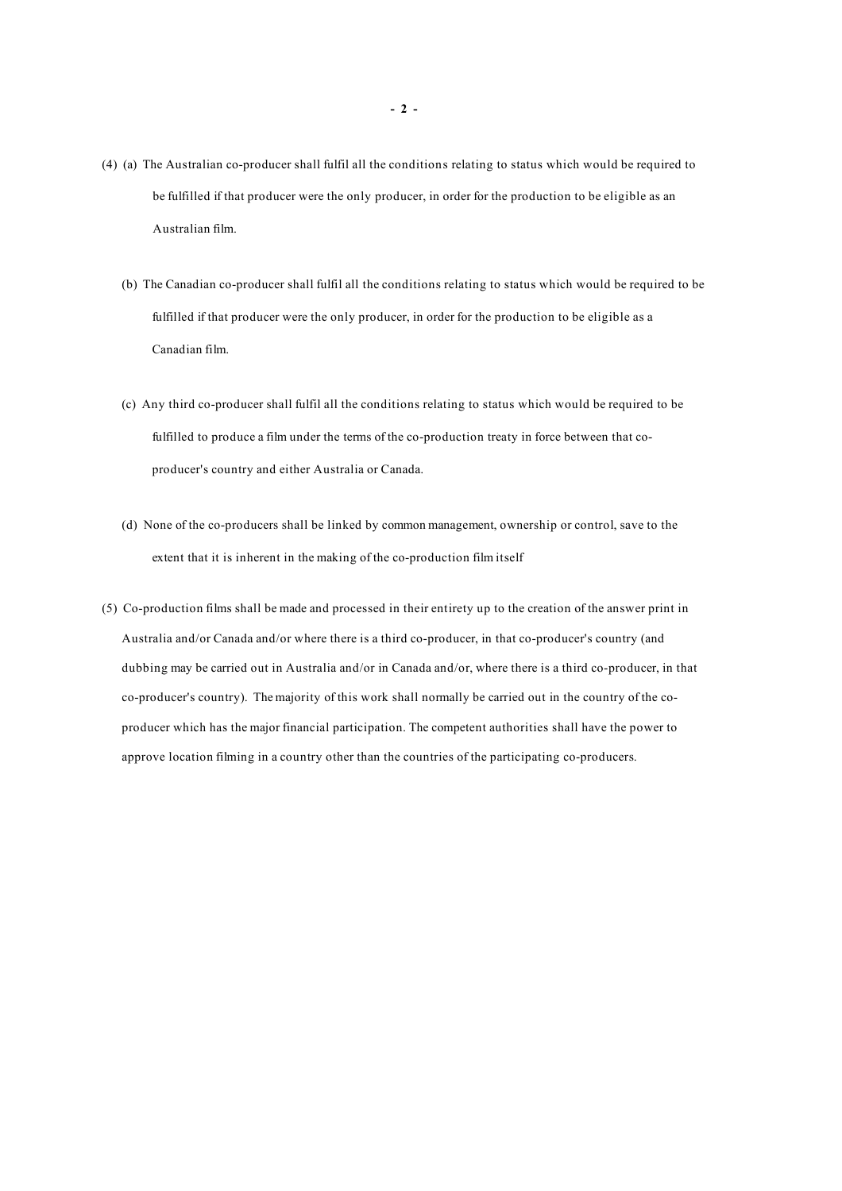(4) (a) The Australian co-producer shall fulfil all the conditions relating to status which would be required to be fulfilled if that producer were the only producer, in order for the production to be eligible as an Australian film.

(b) The Canadian co-producer shall fulfil all the conditions relating to status which would be required to be fulfilled if that producer were the only producer, in order for the production to be eligible as a Canadian film.

(c) Any third co-producer shall fulfil all the conditions relating to status which would be required to be fulfilled to produce a film under the terms of the co-production treaty in force between that co-producer's country and either Australia or Canada.

(d) None of the co-producers shall be linked by common management, ownership or control, save to the extent that it is inherent in the making of the co-production film itself

(5) Co-production films shall be made and processed in their entirety up to the creation of the answer print in Australia and/or Canada and/or where there is a third co-producer, in that co-producer's country (and dubbing may be carried out in Australia and/or in Canada and/or, where there is a third co-producer, in that co-producer's country). The majority of this work shall normally be carried out in the country of the co-producer which has the major financial participation. The competent authorities shall have the power to approve location filming in a country other than the countries of the participating co-producers.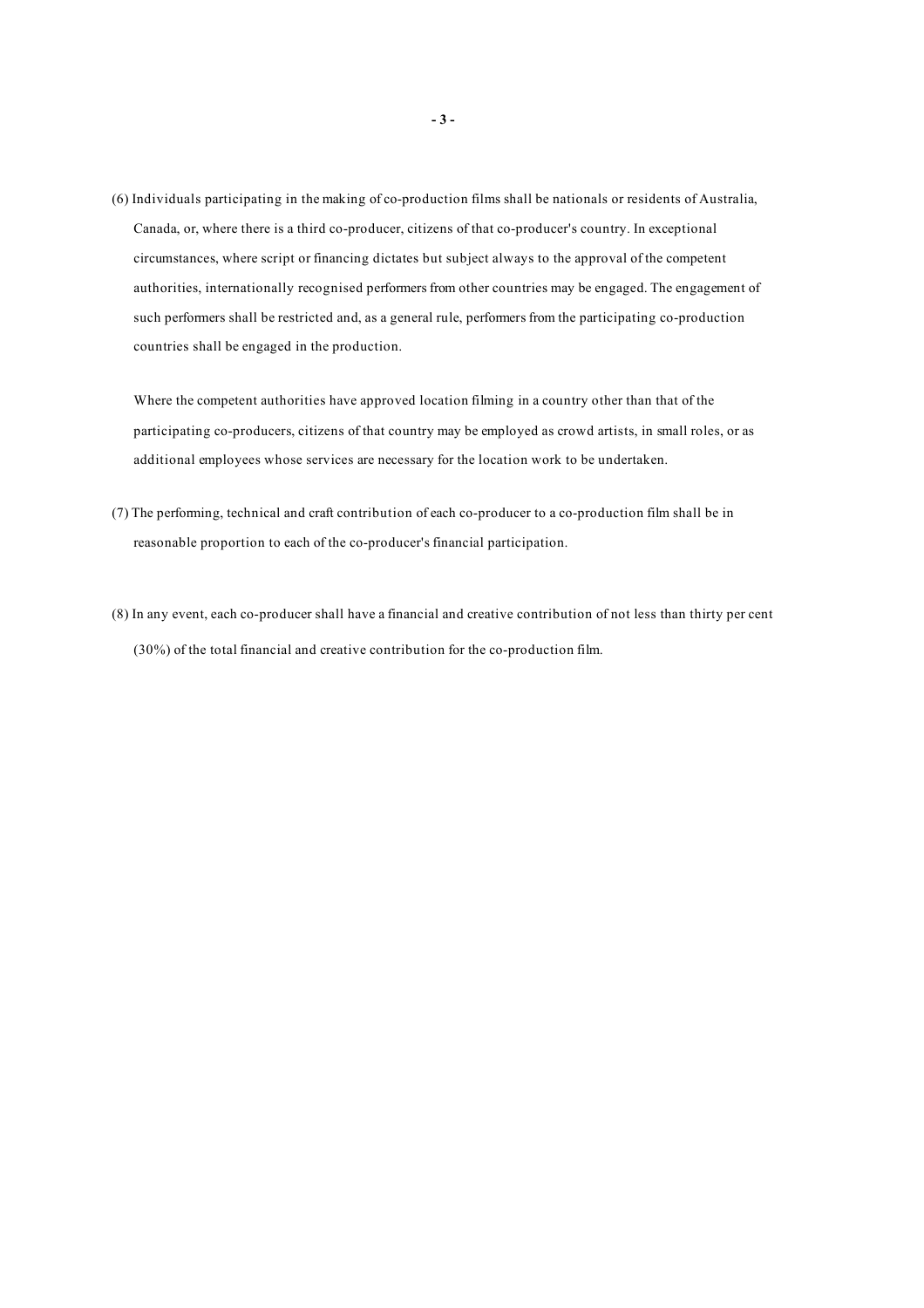(6) Individuals participating in the making of co-production films shall be nationals or residents of Australia, Canada, or, where there is a third co-producer, citizens of that co-producer's country. In exceptional circumstances, where script or financing dictates but subject always to the approval of the competent authorities, internationally recognised performers from other countries may be engaged. The engagement of such performers shall be restricted and, as a general rule, performers from the participating co-production countries shall be engaged in the production.

Where the competent authorities have approved location filming in a country other than that of the participating co-producers, citizens of that country may be employed as crowd artists, in small roles, or as additional employees whose services are necessary for the location work to be undertaken.

(7) The performing, technical and craft contribution of each co-producer to a co-production film shall be in reasonable proportion to each of the co-producer's financial participation.

(8) In any event, each co-producer shall have a financial and creative contribution of not less than thirty per cent (30%) of the total financial and creative contribution for the co-production film.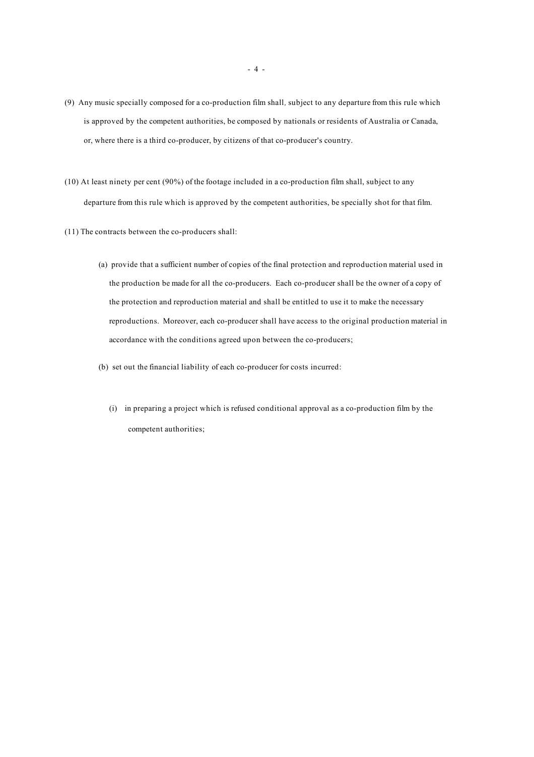(9) Any music specially composed for a co-production film shall, subject to any departure from this rule which is approved by the competent authorities, be composed by nationals or residents of Australia or Canada, or, where there is a third co-producer, by citizens of that co-producer's country.

(10) At least ninety per cent (90%) of the footage included in a co-production film shall, subject to any departure from this rule which is approved by the competent authorities, be specially shot for that film.

(11) The contracts between the co-producers shall:

(a) provide that a sufficient number of copies of the final protection and reproduction material used in the production be made for all the co-producers. Each co-producer shall be the owner of a copy of the protection and reproduction material and shall be entitled to use it to make the necessary reproductions. Moreover, each co-producer shall have access to the original production material in accordance with the conditions agreed upon between the co-producers;

(b) set out the financial liability of each co-producer for costs incurred:

(i) in preparing a project which is refused conditional approval as a co-production film by the competent authorities;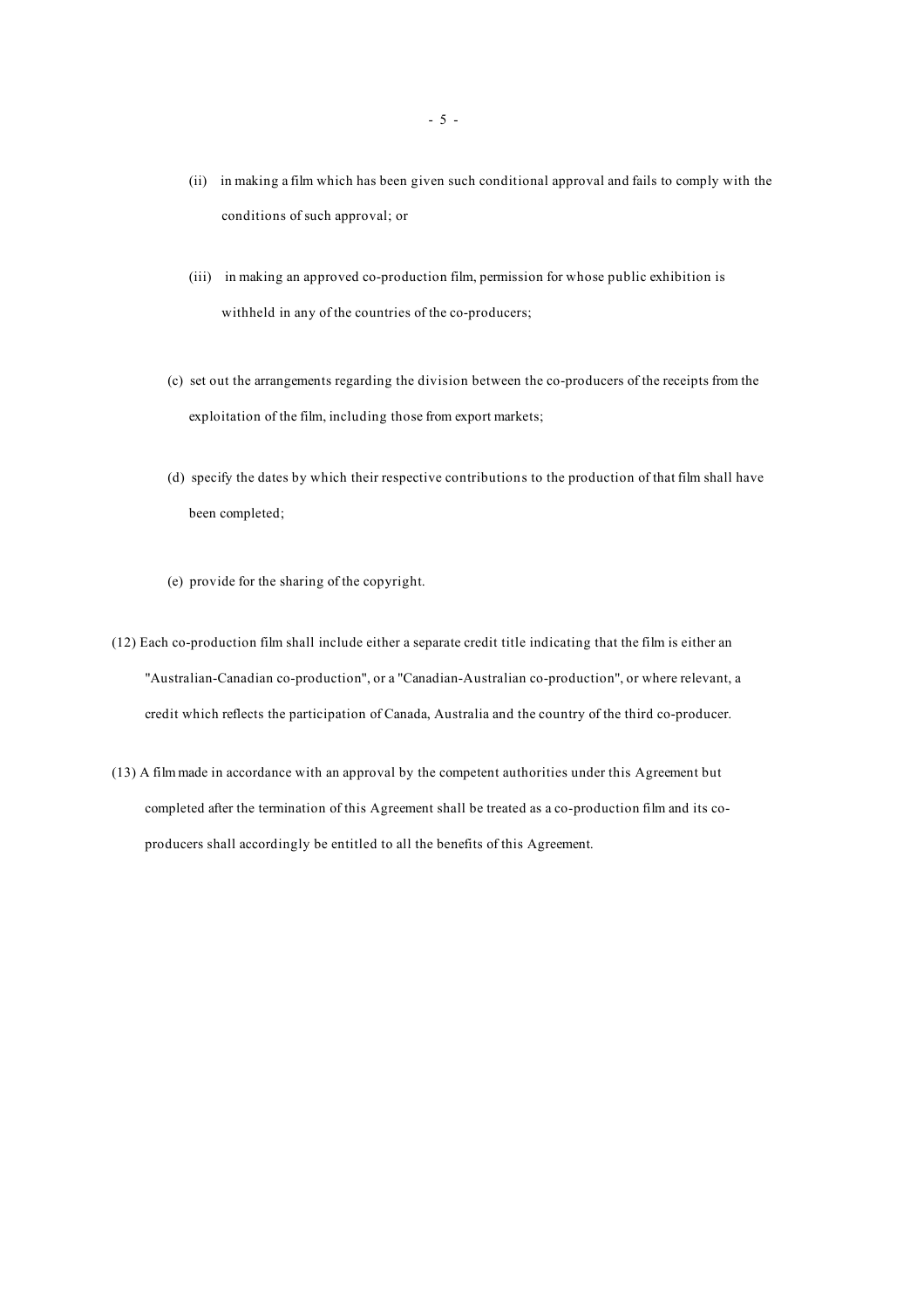(ii) in making a film which has been given such conditional approval and fails to comply with the conditions of such approval; or

(iii) in making an approved co-production film, permission for whose public exhibition is withheld in any of the countries of the co-producers;

(c) set out the arrangements regarding the division between the co-producers of the receipts from the exploitation of the film, including those from export markets;

(d) specify the dates by which their respective contributions to the production of that film shall have been completed;

(e) provide for the sharing of the copyright.

(12) Each co-production film shall include either a separate credit title indicating that the film is either an "Australian-Canadian co-production", or a "Canadian-Australian co-production", or where relevant, a credit which reflects the participation of Canada, Australia and the country of the third co-producer.

(13) A film made in accordance with an approval by the competent authorities under this Agreement but completed after the termination of this Agreement shall be treated as a co-production film and its co-producers shall accordingly be entitled to all the benefits of this Agreement.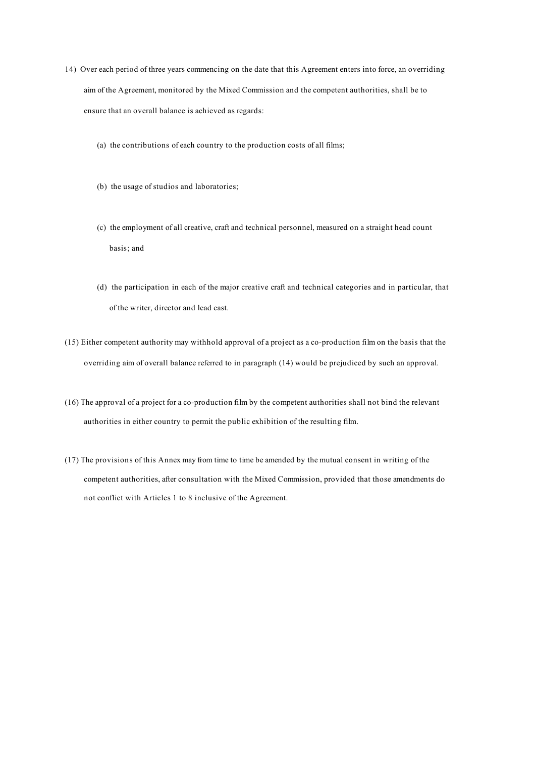14) Over each period of three years commencing on the date that this Agreement enters into force, an overriding aim of the Agreement, monitored by the Mixed Commission and the competent authorities, shall be to ensure that an overall balance is achieved as regards:

(a) the contributions of each country to the production costs of all films;

(b) the usage of studios and laboratories;

(c) the employment of all creative, craft and technical personnel, measured on a straight head count basis; and

(d) the participation in each of the major creative craft and technical categories and in particular, that of the writer, director and lead cast.

(15) Either competent authority may withhold approval of a project as a co-production film on the basis that the overriding aim of overall balance referred to in paragraph (14) would be prejudiced by such an approval.

(16) The approval of a project for a co-production film by the competent authorities shall not bind the relevant authorities in either country to permit the public exhibition of the resulting film.

(17) The provisions of this Annex may from time to time be amended by the mutual consent in writing of the competent authorities, after consultation with the Mixed Commission, provided that those amendments do not conflict with Articles 1 to 8 inclusive of the Agreement.